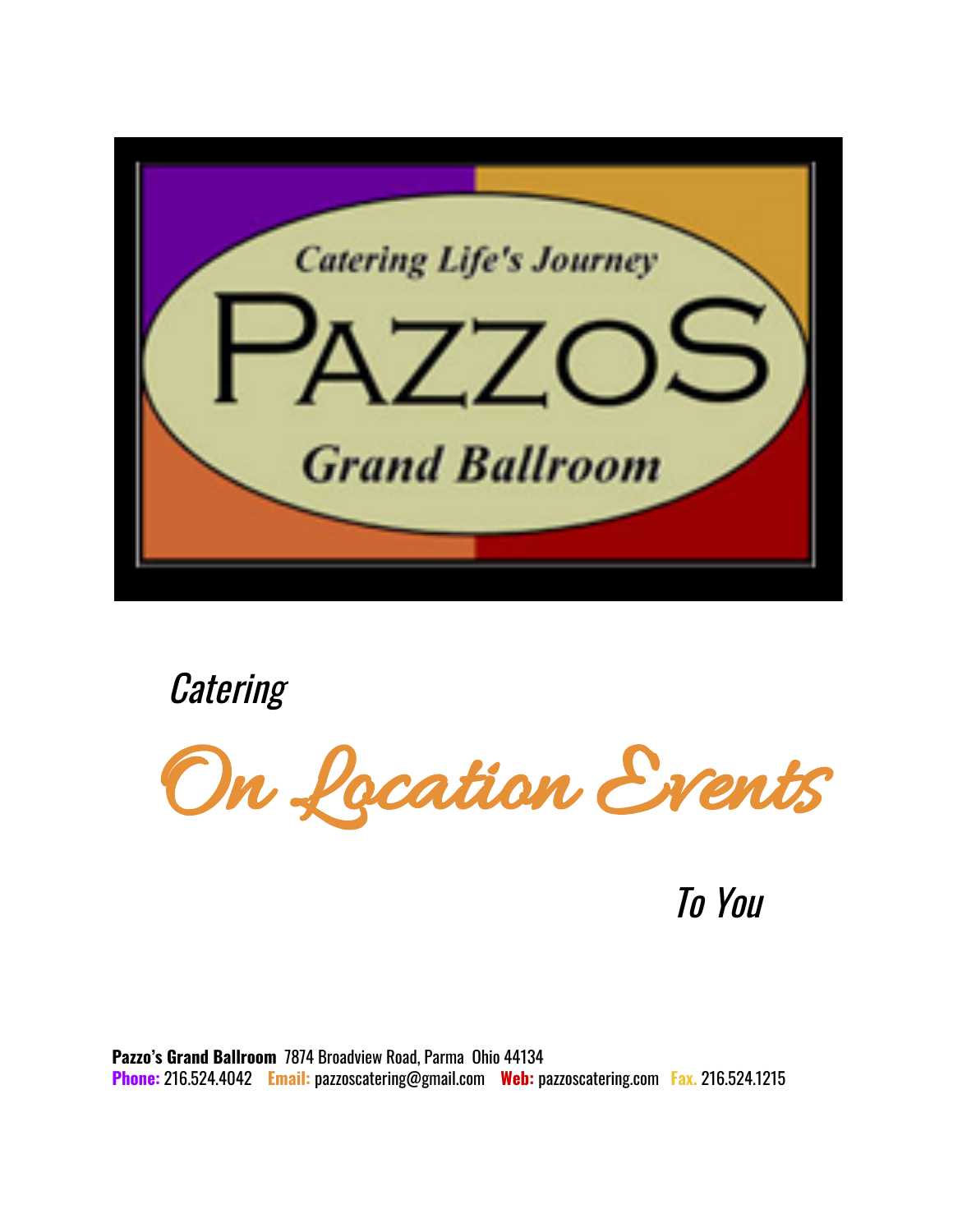Catering Life's Journey

# PAZZOS

Grand Ballroom

*Catering*

# *On Location Events*

*To You*

**Pazzo's Grand Ballroom** 7874 Broadview Road, Parma Ohio 44134
**Phone:** 216.524.4042 **Email:** pazzoscatering@gmail.com **Web:** pazzoscatering.com **Fax.** 216.524.1215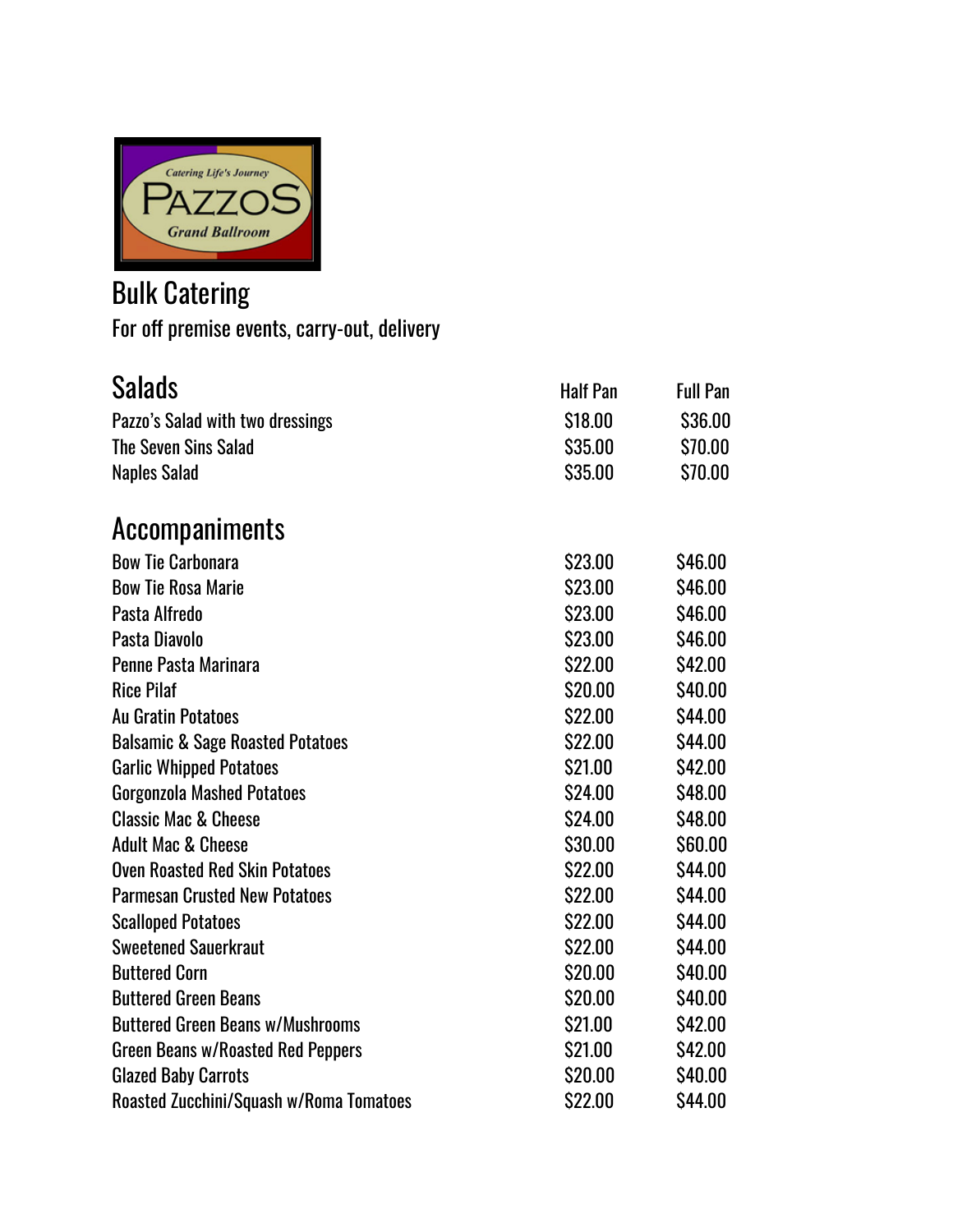# Bulk Catering

For off premise events, carry-out, delivery

| Salads | Half Pan | Full Pan |
|---|---|---|
| Pazzo's Salad with two dressings | $18.00 | $36.00 |
| The Seven Sins Salad | $35.00 | $70.00 |
| Naples Salad | $35.00 | $70.00 |

## Accompaniments

| | | |
|---|---|---|
| Bow Tie Carbonara | $23.00 | $46.00 |
| Bow Tie Rosa Marie | $23.00 | $46.00 |
| Pasta Alfredo | $23.00 | $46.00 |
| Pasta Diavolo | $23.00 | $46.00 |
| Penne Pasta Marinara | $22.00 | $42.00 |
| Rice Pilaf | $20.00 | $40.00 |
| Au Gratin Potatoes | $22.00 | $44.00 |
| Balsamic & Sage Roasted Potatoes | $22.00 | $44.00 |
| Garlic Whipped Potatoes | $21.00 | $42.00 |
| Gorgonzola Mashed Potatoes | $24.00 | $48.00 |
| Classic Mac & Cheese | $24.00 | $48.00 |
| Adult Mac & Cheese | $30.00 | $60.00 |
| Oven Roasted Red Skin Potatoes | $22.00 | $44.00 |
| Parmesan Crusted New Potatoes | $22.00 | $44.00 |
| Scalloped Potatoes | $22.00 | $44.00 |
| Sweetened Sauerkraut | $22.00 | $44.00 |
| Buttered Corn | $20.00 | $40.00 |
| Buttered Green Beans | $20.00 | $40.00 |
| Buttered Green Beans w/Mushrooms | $21.00 | $42.00 |
| Green Beans w/Roasted Red Peppers | $21.00 | $42.00 |
| Glazed Baby Carrots | $20.00 | $40.00 |
| Roasted Zucchini/Squash w/Roma Tomatoes | $22.00 | $44.00 |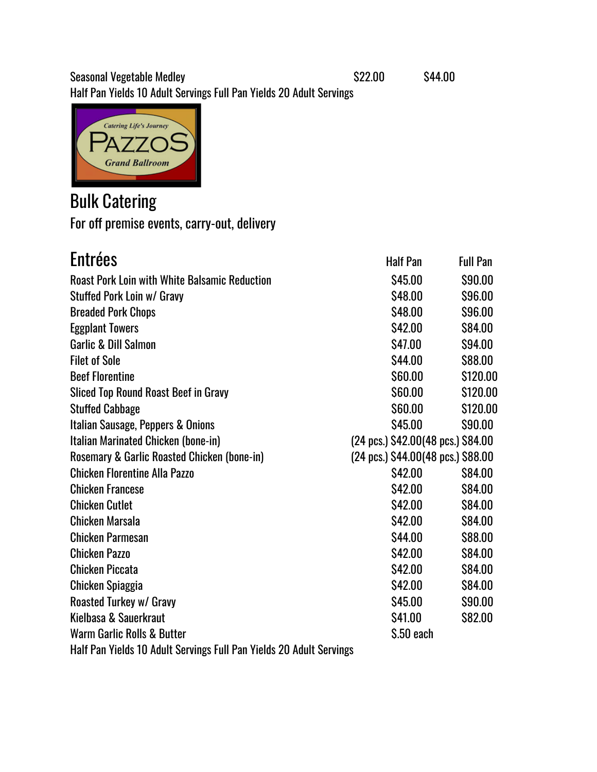| | | |
|---|---|---|
| Seasonal Vegetable Medley | $22.00 | $44.00 |

Half Pan Yields 10 Adult Servings Full Pan Yields 20 Adult Servings

Catering Life's Journey

PAZZOS

Grand Ballroom

# Bulk Catering

For off premise events, carry-out, delivery

## Entrées

| Entrées | Half Pan | Full Pan |
|---|---|---|
| Roast Pork Loin with White Balsamic Reduction | $45.00 | $90.00 |
| Stuffed Pork Loin w/ Gravy | $48.00 | $96.00 |
| Breaded Pork Chops | $48.00 | $96.00 |
| Eggplant Towers | $42.00 | $84.00 |
| Garlic & Dill Salmon | $47.00 | $94.00 |
| Filet of Sole | $44.00 | $88.00 |
| Beef Florentine | $60.00 | $120.00 |
| Sliced Top Round Roast Beef in Gravy | $60.00 | $120.00 |
| Stuffed Cabbage | $60.00 | $120.00 |
| Italian Sausage, Peppers & Onions | $45.00 | $90.00 |
| Italian Marinated Chicken (bone-in) | (24 pcs.) $42.00 | (48 pcs.) $84.00 |
| Rosemary & Garlic Roasted Chicken (bone-in) | (24 pcs.) $44.00 | (48 pcs.) $88.00 |
| Chicken Florentine Alla Pazzo | $42.00 | $84.00 |
| Chicken Francese | $42.00 | $84.00 |
| Chicken Cutlet | $42.00 | $84.00 |
| Chicken Marsala | $42.00 | $84.00 |
| Chicken Parmesan | $44.00 | $88.00 |
| Chicken Pazzo | $42.00 | $84.00 |
| Chicken Piccata | $42.00 | $84.00 |
| Chicken Spiaggia | $42.00 | $84.00 |
| Roasted Turkey w/ Gravy | $45.00 | $90.00 |
| Kielbasa & Sauerkraut | $41.00 | $82.00 |
| Warm Garlic Rolls & Butter | $.50 each | |

Half Pan Yields 10 Adult Servings Full Pan Yields 20 Adult Servings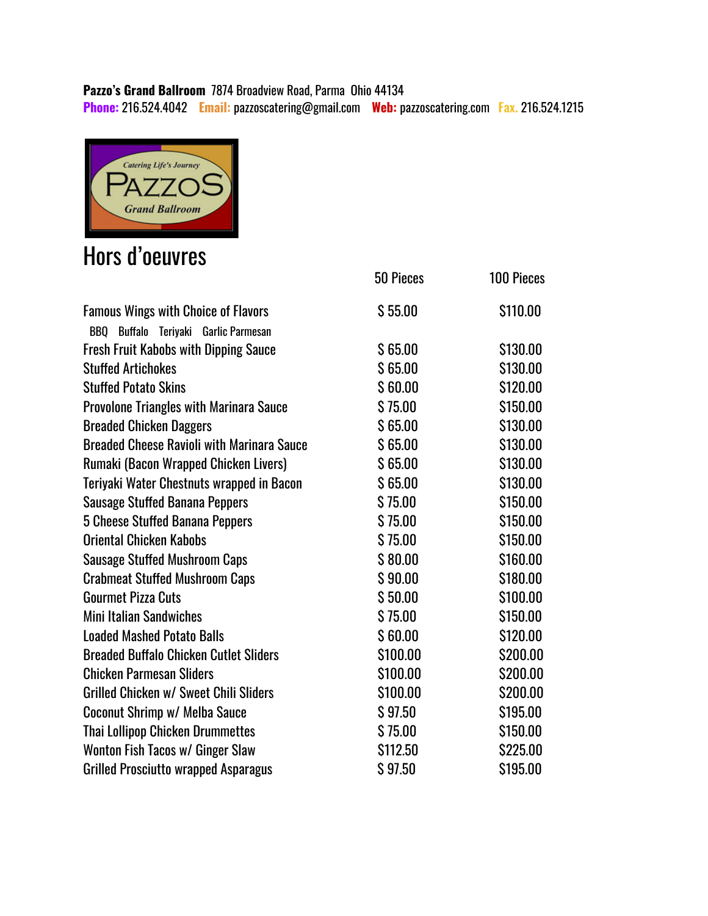**Pazzo's Grand Ballroom** 7874 Broadview Road, Parma Ohio 44134
**Phone:** 216.524.4042 **Email:** pazzoscatering@gmail.com **Web:** pazzoscatering.com **Fax.** 216.524.1215

Catering Life's Journey
PAZZOS
Grand Ballroom

# Hors d'oeuvres

| | 50 Pieces | 100 Pieces |
|---|---|---|
| Famous Wings with Choice of Flavors<br>BBQ Buffalo Teriyaki Garlic Parmesan | $ 55.00 | $110.00 |
| Fresh Fruit Kabobs with Dipping Sauce | $ 65.00 | $130.00 |
| Stuffed Artichokes | $ 65.00 | $130.00 |
| Stuffed Potato Skins | $ 60.00 | $120.00 |
| Provolone Triangles with Marinara Sauce | $ 75.00 | $150.00 |
| Breaded Chicken Daggers | $ 65.00 | $130.00 |
| Breaded Cheese Ravioli with Marinara Sauce | $ 65.00 | $130.00 |
| Rumaki (Bacon Wrapped Chicken Livers) | $ 65.00 | $130.00 |
| Teriyaki Water Chestnuts wrapped in Bacon | $ 65.00 | $130.00 |
| Sausage Stuffed Banana Peppers | $ 75.00 | $150.00 |
| 5 Cheese Stuffed Banana Peppers | $ 75.00 | $150.00 |
| Oriental Chicken Kabobs | $ 75.00 | $150.00 |
| Sausage Stuffed Mushroom Caps | $ 80.00 | $160.00 |
| Crabmeat Stuffed Mushroom Caps | $ 90.00 | $180.00 |
| Gourmet Pizza Cuts | $ 50.00 | $100.00 |
| Mini Italian Sandwiches | $ 75.00 | $150.00 |
| Loaded Mashed Potato Balls | $ 60.00 | $120.00 |
| Breaded Buffalo Chicken Cutlet Sliders | $100.00 | $200.00 |
| Chicken Parmesan Sliders | $100.00 | $200.00 |
| Grilled Chicken w/ Sweet Chili Sliders | $100.00 | $200.00 |
| Coconut Shrimp w/ Melba Sauce | $ 97.50 | $195.00 |
| Thai Lollipop Chicken Drummettes | $ 75.00 | $150.00 |
| Wonton Fish Tacos w/ Ginger Slaw | $112.50 | $225.00 |
| Grilled Prosciutto wrapped Asparagus | $ 97.50 | $195.00 |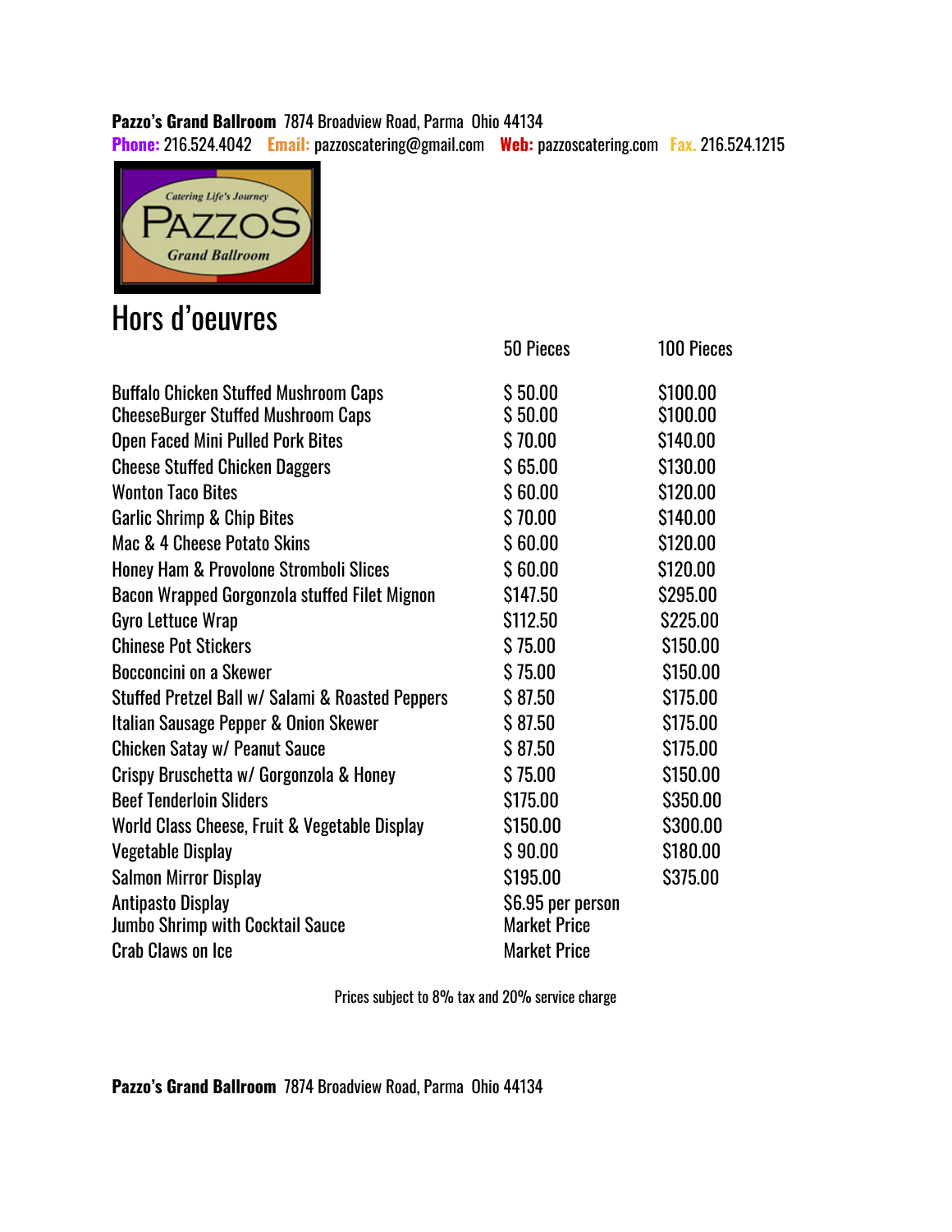**Pazzo's Grand Ballroom** 7874 Broadview Road, Parma Ohio 44134

**Phone:** 216.524.4042 **Email:** pazzoscatering@gmail.com **Web:** pazzoscatering.com **Fax.** 216.524.1215

# Hors d'oeuvres

| | 50 Pieces | 100 Pieces |
|---|---|---|
| Buffalo Chicken Stuffed Mushroom Caps | $ 50.00 | $100.00 |
| CheeseBurger Stuffed Mushroom Caps | $ 50.00 | $100.00 |
| Open Faced Mini Pulled Pork Bites | $ 70.00 | $140.00 |
| Cheese Stuffed Chicken Daggers | $ 65.00 | $130.00 |
| Wonton Taco Bites | $ 60.00 | $120.00 |
| Garlic Shrimp & Chip Bites | $ 70.00 | $140.00 |
| Mac & 4 Cheese Potato Skins | $ 60.00 | $120.00 |
| Honey Ham & Provolone Stromboli Slices | $ 60.00 | $120.00 |
| Bacon Wrapped Gorgonzola stuffed Filet Mignon | $147.50 | $295.00 |
| Gyro Lettuce Wrap | $112.50 | $225.00 |
| Chinese Pot Stickers | $ 75.00 | $150.00 |
| Bocconcini on a Skewer | $ 75.00 | $150.00 |
| Stuffed Pretzel Ball w/ Salami & Roasted Peppers | $ 87.50 | $175.00 |
| Italian Sausage Pepper & Onion Skewer | $ 87.50 | $175.00 |
| Chicken Satay w/ Peanut Sauce | $ 87.50 | $175.00 |
| Crispy Bruschetta w/ Gorgonzola & Honey | $ 75.00 | $150.00 |
| Beef Tenderloin Sliders | $175.00 | $350.00 |
| World Class Cheese, Fruit & Vegetable Display | $150.00 | $300.00 |
| Vegetable Display | $ 90.00 | $180.00 |
| Salmon Mirror Display | $195.00 | $375.00 |
| Antipasto Display | $6.95 per person | |
| Jumbo Shrimp with Cocktail Sauce | Market Price | |
| Crab Claws on Ice | Market Price | |

Prices subject to 8% tax and 20% service charge

**Pazzo's Grand Ballroom** 7874 Broadview Road, Parma Ohio 44134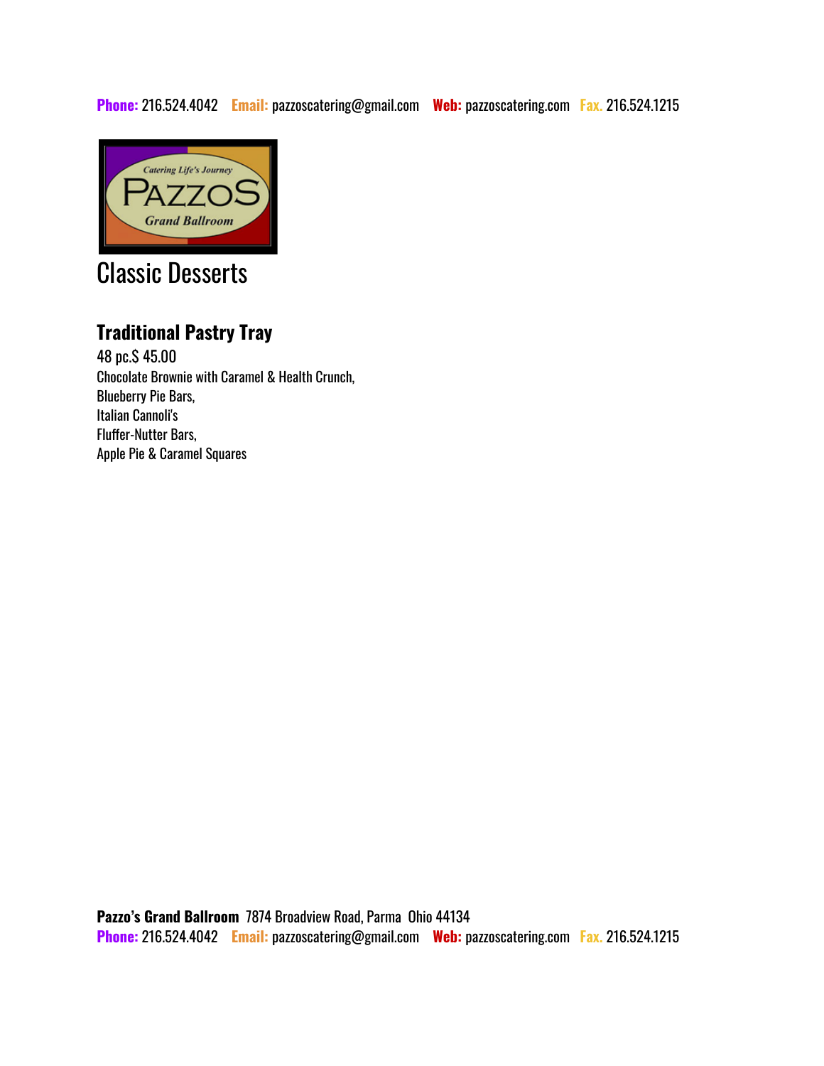# Classic Desserts

## Traditional Pastry Tray

48 pc.$ 45.00
Chocolate Brownie with Caramel & Health Crunch,
Blueberry Pie Bars,
Italian Cannoli's
Fluffer-Nutter Bars,
Apple Pie & Caramel Squares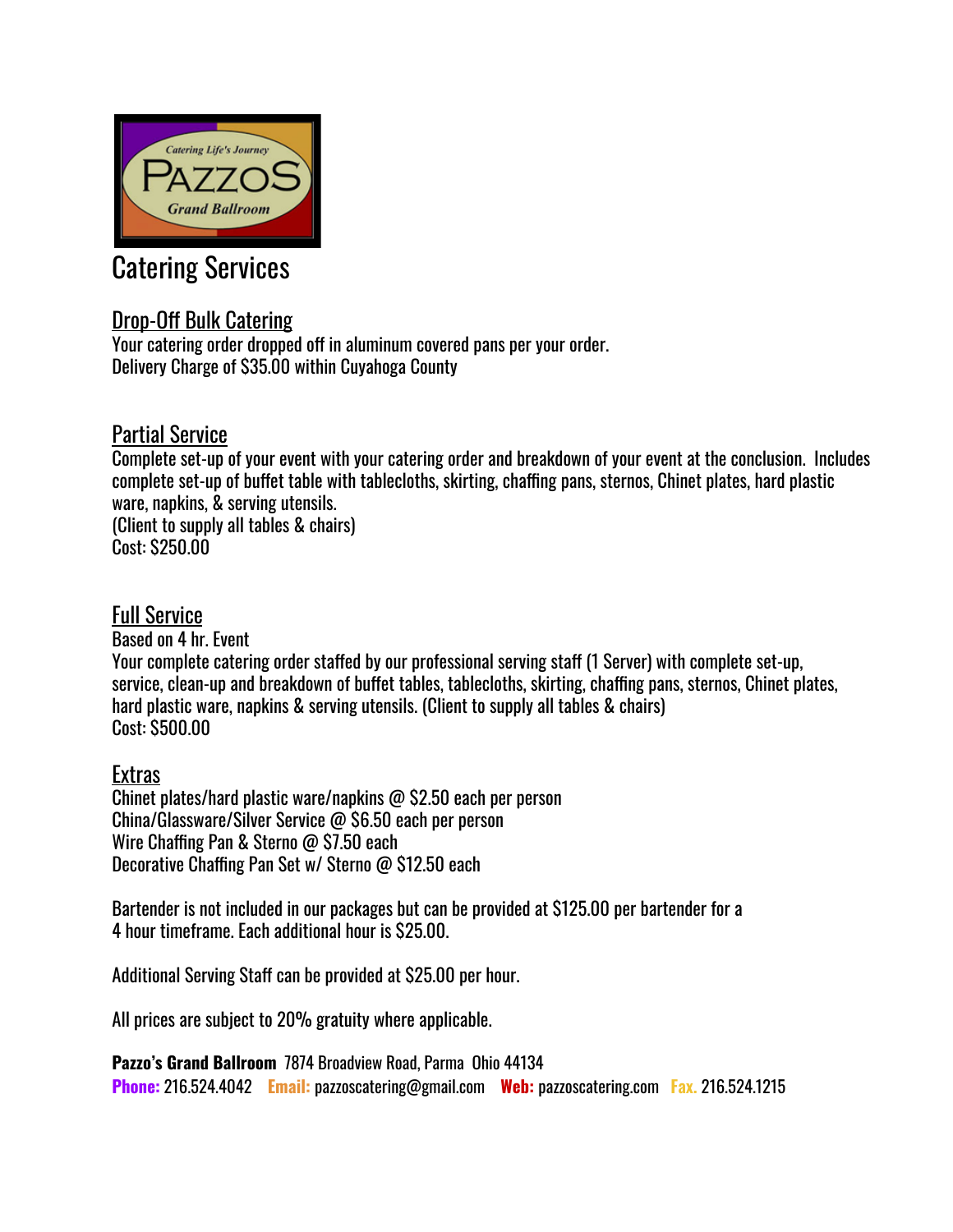# Catering Services

## Drop-Off Bulk Catering

Your catering order dropped off in aluminum covered pans per your order.
Delivery Charge of $35.00 within Cuyahoga County

## Partial Service

Complete set-up of your event with your catering order and breakdown of your event at the conclusion. Includes complete set-up of buffet table with tablecloths, skirting, chaffing pans, sternos, Chinet plates, hard plastic ware, napkins, & serving utensils.
(Client to supply all tables & chairs)
Cost: $250.00

## Full Service

Based on 4 hr. Event
Your complete catering order staffed by our professional serving staff (1 Server) with complete set-up, service, clean-up and breakdown of buffet tables, tablecloths, skirting, chaffing pans, sternos, Chinet plates, hard plastic ware, napkins & serving utensils. (Client to supply all tables & chairs)
Cost: $500.00

## Extras

Chinet plates/hard plastic ware/napkins @ $2.50 each per person
China/Glassware/Silver Service @ $6.50 each per person
Wire Chaffing Pan & Sterno @ $7.50 each
Decorative Chaffing Pan Set w/ Sterno @ $12.50 each

Bartender is not included in our packages but can be provided at $125.00 per bartender for a 4 hour timeframe. Each additional hour is $25.00.

Additional Serving Staff can be provided at $25.00 per hour.

All prices are subject to 20% gratuity where applicable.

**Pazzo's Grand Ballroom** 7874 Broadview Road, Parma Ohio 44134
**Phone:** 216.524.4042 **Email:** pazzoscatering@gmail.com **Web:** pazzoscatering.com **Fax.** 216.524.1215